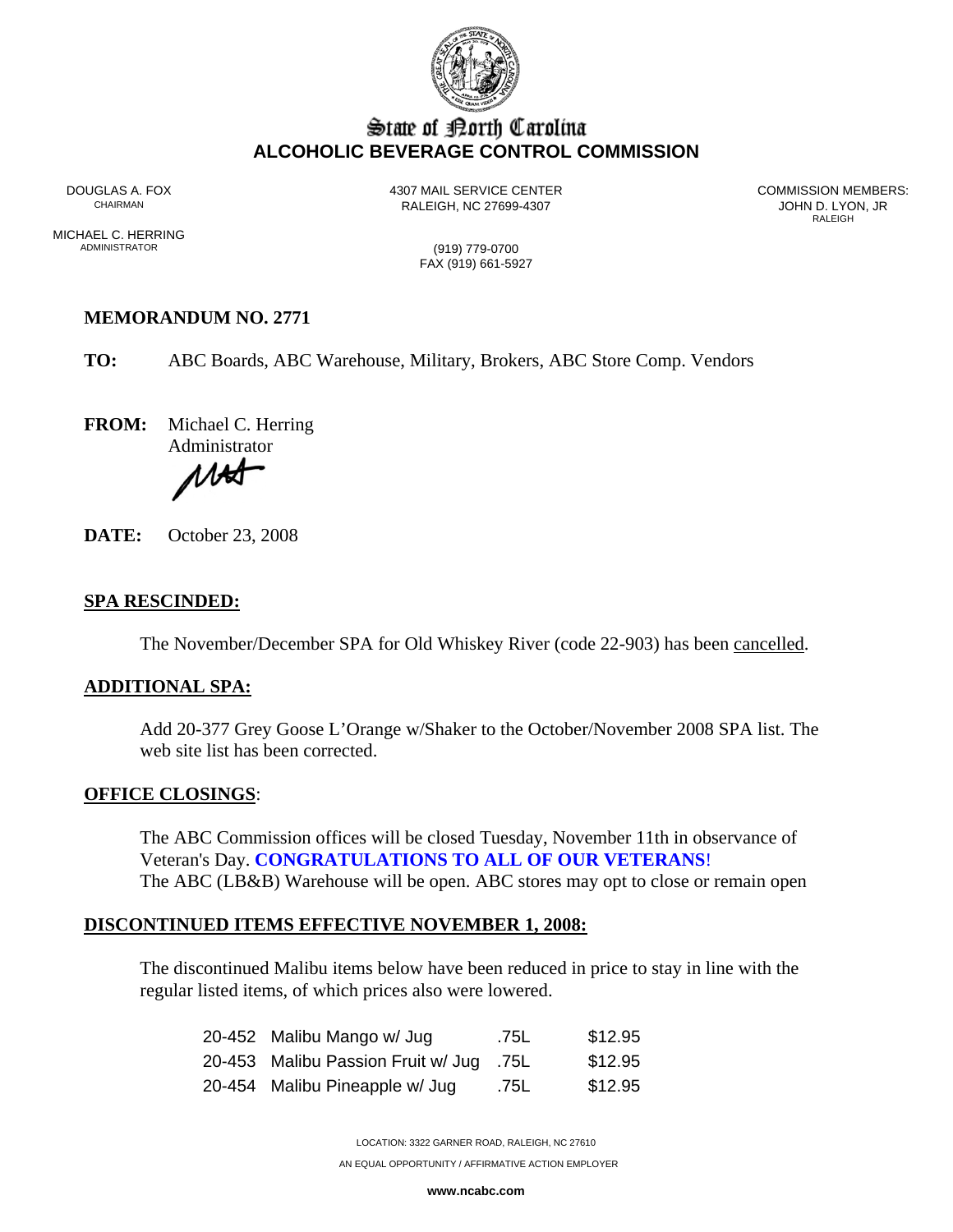# State of North Carolina
## ALCOHOLIC BEVERAGE CONTROL COMMISSION

DOUGLAS A. FOX
CHAIRMAN

MICHAEL C. HERRING
ADMINISTRATOR

4307 MAIL SERVICE CENTER
RALEIGH, NC 27699-4307

(919) 779-0700
FAX (919) 661-5927

COMMISSION MEMBERS:
JOHN D. LYON, JR
RALEIGH

**MEMORANDUM NO. 2771**

**TO:** ABC Boards, ABC Warehouse, Military, Brokers, ABC Store Comp. Vendors

**FROM:** Michael C. Herring
Administrator

**DATE:** October 23, 2008

## SPA RESCINDED:

The November/December SPA for Old Whiskey River (code 22-903) has been cancelled.

## ADDITIONAL SPA:

Add 20-377 Grey Goose L'Orange w/Shaker to the October/November 2008 SPA list. The web site list has been corrected.

## OFFICE CLOSINGS:

The ABC Commission offices will be closed Tuesday, November 11th in observance of Veteran's Day. **CONGRATULATIONS TO ALL OF OUR VETERANS**!
The ABC (LB&B) Warehouse will be open. ABC stores may opt to close or remain open

## DISCONTINUED ITEMS EFFECTIVE NOVEMBER 1, 2008:

The discontinued Malibu items below have been reduced in price to stay in line with the regular listed items, of which prices also were lowered.

| | | | |
|---|---|---|---|
| 20-452 | Malibu Mango w/ Jug | .75L | $12.95 |
| 20-453 | Malibu Passion Fruit w/ Jug | .75L | $12.95 |
| 20-454 | Malibu Pineapple w/ Jug | .75L | $12.95 |

LOCATION: 3322 GARNER ROAD, RALEIGH, NC 27610

AN EQUAL OPPORTUNITY / AFFIRMATIVE ACTION EMPLOYER

www.ncabc.com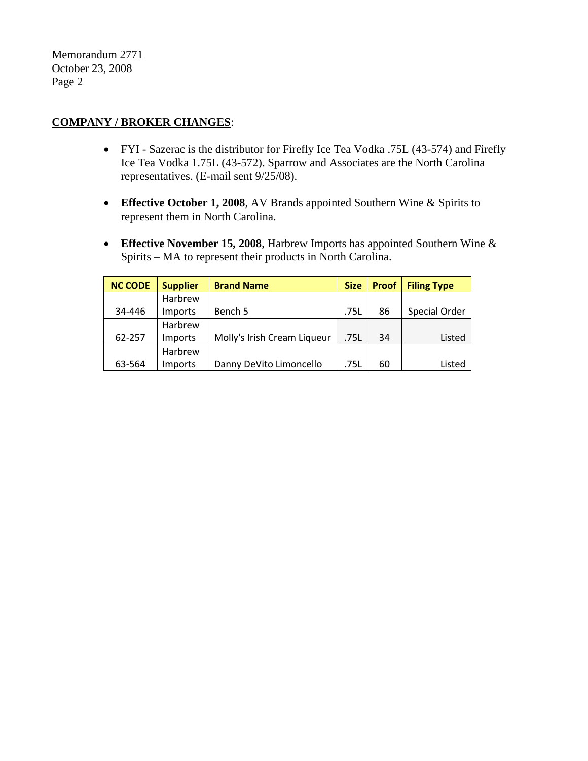## COMPANY / BROKER CHANGES:

- FYI - Sazerac is the distributor for Firefly Ice Tea Vodka .75L (43-574) and Firefly Ice Tea Vodka 1.75L (43-572). Sparrow and Associates are the North Carolina representatives. (E-mail sent 9/25/08).

- **Effective October 1, 2008**, AV Brands appointed Southern Wine & Spirits to represent them in North Carolina.

- **Effective November 15, 2008**, Harbrew Imports has appointed Southern Wine & Spirits – MA to represent their products in North Carolina.

| NC CODE | Supplier | Brand Name | Size | Proof | Filing Type |
| --- | --- | --- | --- | --- | --- |
| 34-446 | Harbrew Imports | Bench 5 | .75L | 86 | Special Order |
| 62-257 | Harbrew Imports | Molly's Irish Cream Liqueur | .75L | 34 | Listed |
| 63-564 | Harbrew Imports | Danny DeVito Limoncello | .75L | 60 | Listed |